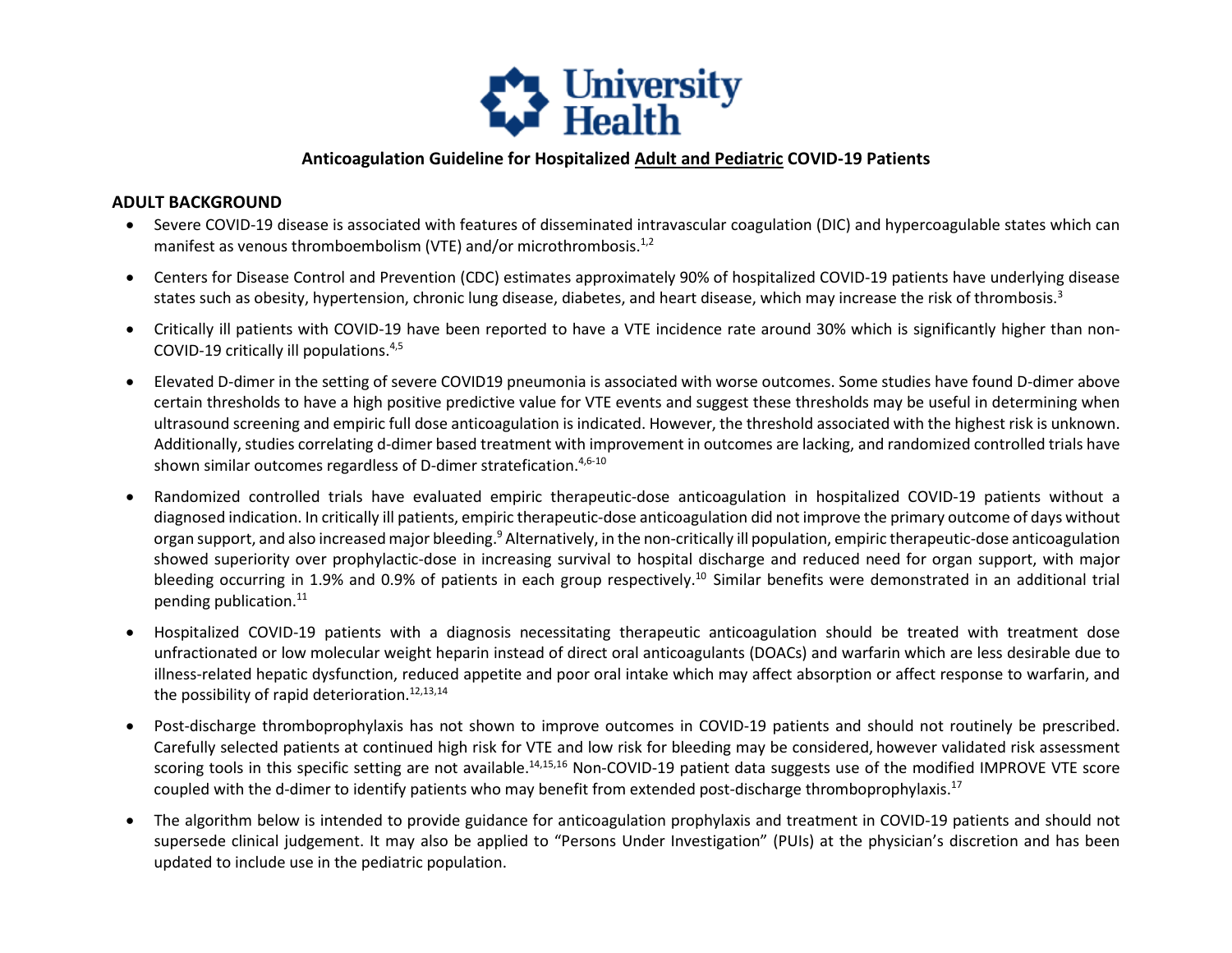# Anticoagulation Guideline for Hospitalized Adult and Pediatric COVID-19 Patients

## ADULT BACKGROUND

- Severe COVID-19 disease is associated with features of disseminated intravascular coagulation (DIC) and hypercoagulable states which can manifest as venous thromboembolism (VTE) and/or microthrombosis.[1,2]
- Centers for Disease Control and Prevention (CDC) estimates approximately 90% of hospitalized COVID-19 patients have underlying disease states such as obesity, hypertension, chronic lung disease, diabetes, and heart disease, which may increase the risk of thrombosis.[3]
- Critically ill patients with COVID-19 have been reported to have a VTE incidence rate around 30% which is significantly higher than non-COVID-19 critically ill populations.[4,5]
- Elevated D-dimer in the setting of severe COVID19 pneumonia is associated with worse outcomes. Some studies have found D-dimer above certain thresholds to have a high positive predictive value for VTE events and suggest these thresholds may be useful in determining when ultrasound screening and empiric full dose anticoagulation is indicated. However, the threshold associated with the highest risk is unknown. Additionally, studies correlating d-dimer based treatment with improvement in outcomes are lacking, and randomized controlled trials have shown similar outcomes regardless of D-dimer stratefication.[4,6-10]
- Randomized controlled trials have evaluated empiric therapeutic-dose anticoagulation in hospitalized COVID-19 patients without a diagnosed indication. In critically ill patients, empiric therapeutic-dose anticoagulation did not improve the primary outcome of days without organ support, and also increased major bleeding.[9] Alternatively, in the non-critically ill population, empiric therapeutic-dose anticoagulation showed superiority over prophylactic-dose in increasing survival to hospital discharge and reduced need for organ support, with major bleeding occurring in 1.9% and 0.9% of patients in each group respectively.[10] Similar benefits were demonstrated in an additional trial pending publication.[11]
- Hospitalized COVID-19 patients with a diagnosis necessitating therapeutic anticoagulation should be treated with treatment dose unfractionated or low molecular weight heparin instead of direct oral anticoagulants (DOACs) and warfarin which are less desirable due to illness-related hepatic dysfunction, reduced appetite and poor oral intake which may affect absorption or affect response to warfarin, and the possibility of rapid deterioration.[12,13,14]
- Post-discharge thromboprophylaxis has not shown to improve outcomes in COVID-19 patients and should not routinely be prescribed. Carefully selected patients at continued high risk for VTE and low risk for bleeding may be considered, however validated risk assessment scoring tools in this specific setting are not available.[14,15,16] Non-COVID-19 patient data suggests use of the modified IMPROVE VTE score coupled with the d-dimer to identify patients who may benefit from extended post-discharge thromboprophylaxis.[17]
- The algorithm below is intended to provide guidance for anticoagulation prophylaxis and treatment in COVID-19 patients and should not supersede clinical judgement. It may also be applied to "Persons Under Investigation" (PUIs) at the physician's discretion and has been updated to include use in the pediatric population.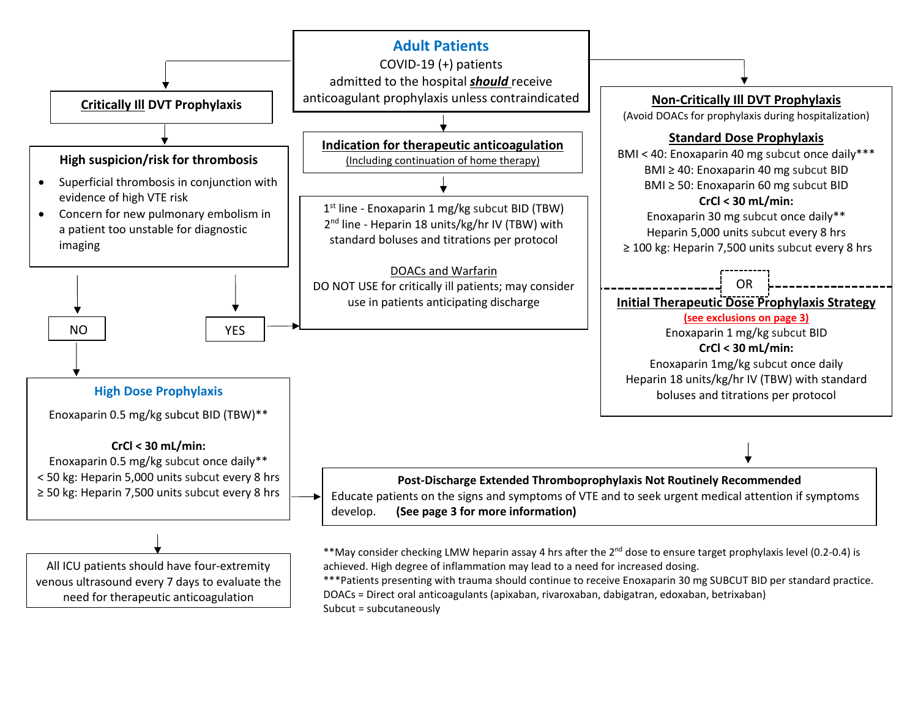## Adult Patients

COVID-19 (+) patients admitted to the hospital ***should*** receive anticoagulant prophylaxis unless contraindicated

### Critically Ill DVT Prophylaxis

**High suspicion/risk for thrombosis**

- Superficial thrombosis in conjunction with evidence of high VTE risk
- Concern for new pulmonary embolism in a patient too unstable for diagnostic imaging

**NO** → High Dose Prophylaxis

**YES** → Indication for therapeutic anticoagulation

### High Dose Prophylaxis

Enoxaparin 0.5 mg/kg subcut BID (TBW)**

**CrCl < 30 mL/min:**
Enoxaparin 0.5 mg/kg subcut once daily**
< 50 kg: Heparin 5,000 units subcut every 8 hrs
≥ 50 kg: Heparin 7,500 units subcut every 8 hrs

All ICU patients should have four-extremity venous ultrasound every 7 days to evaluate the need for therapeutic anticoagulation

### Indication for therapeutic anticoagulation

(Including continuation of home therapy)

1[st] line - Enoxaparin 1 mg/kg subcut BID (TBW)
2[nd] line - Heparin 18 units/kg/hr IV (TBW) with standard boluses and titrations per protocol

DOACs and Warfarin
DO NOT USE for critically ill patients; may consider use in patients anticipating discharge

### Non-Critically Ill DVT Prophylaxis

(Avoid DOACs for prophylaxis during hospitalization)

**Standard Dose Prophylaxis**

BMI < 40: Enoxaparin 40 mg subcut once daily***
BMI ≥ 40: Enoxaparin 40 mg subcut BID
BMI ≥ 50: Enoxaparin 60 mg subcut BID

**CrCl < 30 mL/min:**
Enoxaparin 30 mg subcut once daily**
Heparin 5,000 units subcut every 8 hrs
≥ 100 kg: Heparin 7,500 units subcut every 8 hrs

OR

**Initial Therapeutic Dose Prophylaxis Strategy**

(see exclusions on page 3)

Enoxaparin 1 mg/kg subcut BID

**CrCl < 30 mL/min:**
Enoxaparin 1mg/kg subcut once daily
Heparin 18 units/kg/hr IV (TBW) with standard boluses and titrations per protocol

### Post-Discharge Extended Thromboprophylaxis Not Routinely Recommended

Educate patients on the signs and symptoms of VTE and to seek urgent medical attention if symptoms develop. **(See page 3 for more information)**

**May consider checking LMW heparin assay 4 hrs after the 2[nd] dose to ensure target prophylaxis level (0.2-0.4) is achieved. High degree of inflammation may lead to a need for increased dosing.

***Patients presenting with trauma should continue to receive Enoxaparin 30 mg SUBCUT BID per standard practice.

DOACs = Direct oral anticoagulants (apixaban, rivaroxaban, dabigatran, edoxaban, betrixaban)

Subcut = subcutaneously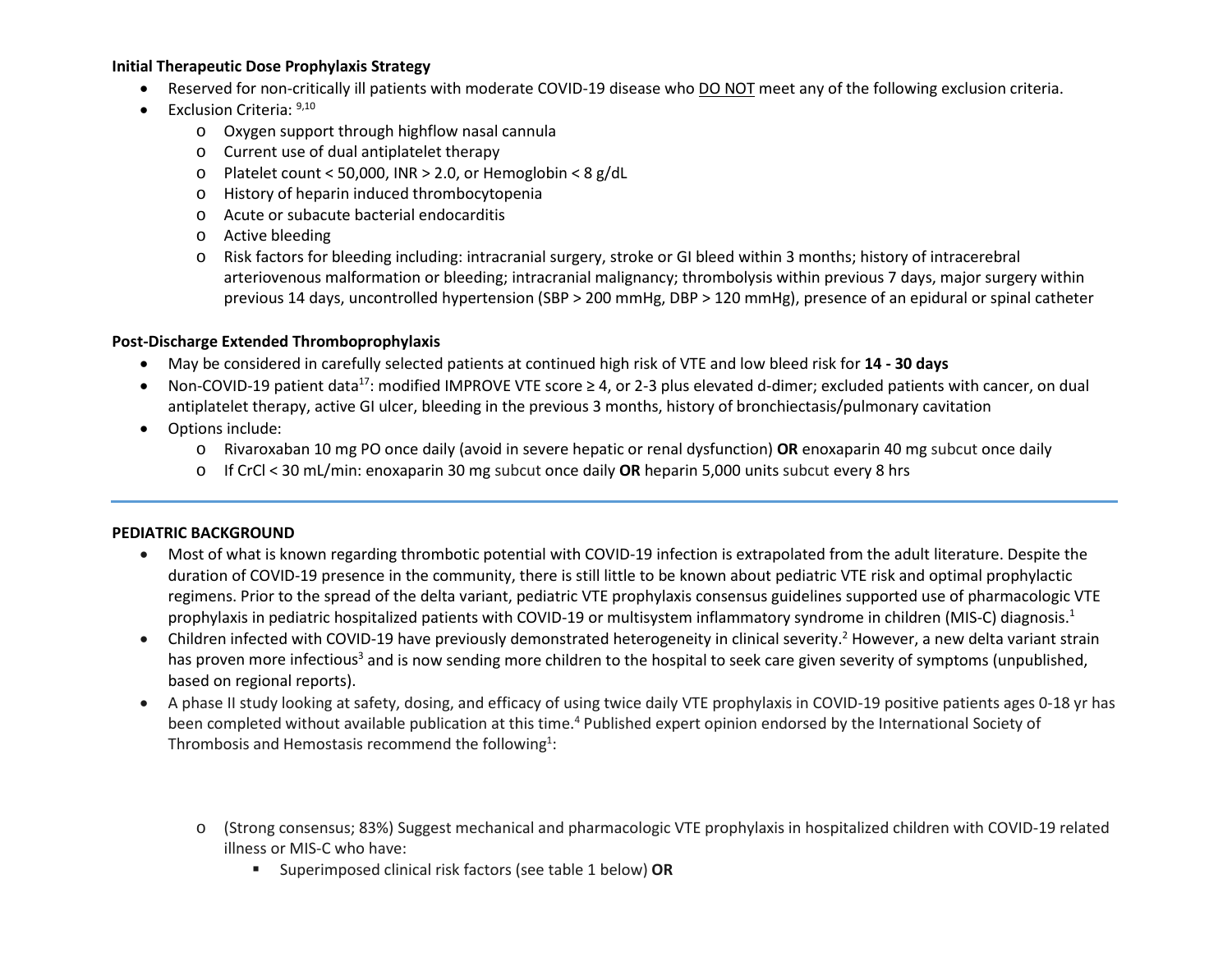**Initial Therapeutic Dose Prophylaxis Strategy**

- Reserved for non-critically ill patients with moderate COVID-19 disease who DO NOT meet any of the following exclusion criteria.
- Exclusion Criteria: [9,10]
  - Oxygen support through highflow nasal cannula
  - Current use of dual antiplatelet therapy
  - Platelet count < 50,000, INR > 2.0, or Hemoglobin < 8 g/dL
  - History of heparin induced thrombocytopenia
  - Acute or subacute bacterial endocarditis
  - Active bleeding
  - Risk factors for bleeding including: intracranial surgery, stroke or GI bleed within 3 months; history of intracerebral arteriovenous malformation or bleeding; intracranial malignancy; thrombolysis within previous 7 days, major surgery within previous 14 days, uncontrolled hypertension (SBP > 200 mmHg, DBP > 120 mmHg), presence of an epidural or spinal catheter

**Post-Discharge Extended Thromboprophylaxis**

- May be considered in carefully selected patients at continued high risk of VTE and low bleed risk for **14 - 30 days**
- Non-COVID-19 patient data[17]: modified IMPROVE VTE score ≥ 4, or 2-3 plus elevated d-dimer; excluded patients with cancer, on dual antiplatelet therapy, active GI ulcer, bleeding in the previous 3 months, history of bronchiectasis/pulmonary cavitation
- Options include:
  - Rivaroxaban 10 mg PO once daily (avoid in severe hepatic or renal dysfunction) **OR** enoxaparin 40 mg subcut once daily
  - If CrCl < 30 mL/min: enoxaparin 30 mg subcut once daily **OR** heparin 5,000 units subcut every 8 hrs

---

**PEDIATRIC BACKGROUND**

- Most of what is known regarding thrombotic potential with COVID-19 infection is extrapolated from the adult literature. Despite the duration of COVID-19 presence in the community, there is still little to be known about pediatric VTE risk and optimal prophylactic regimens. Prior to the spread of the delta variant, pediatric VTE prophylaxis consensus guidelines supported use of pharmacologic VTE prophylaxis in pediatric hospitalized patients with COVID-19 or multisystem inflammatory syndrome in children (MIS-C) diagnosis.[1]
- Children infected with COVID-19 have previously demonstrated heterogeneity in clinical severity.[2] However, a new delta variant strain has proven more infectious[3] and is now sending more children to the hospital to seek care given severity of symptoms (unpublished, based on regional reports).
- A phase II study looking at safety, dosing, and efficacy of using twice daily VTE prophylaxis in COVID-19 positive patients ages 0-18 yr has been completed without available publication at this time.[4] Published expert opinion endorsed by the International Society of Thrombosis and Hemostasis recommend the following[1]:
  - (Strong consensus; 83%) Suggest mechanical and pharmacologic VTE prophylaxis in hospitalized children with COVID-19 related illness or MIS-C who have:
    - Superimposed clinical risk factors (see table 1 below) **OR**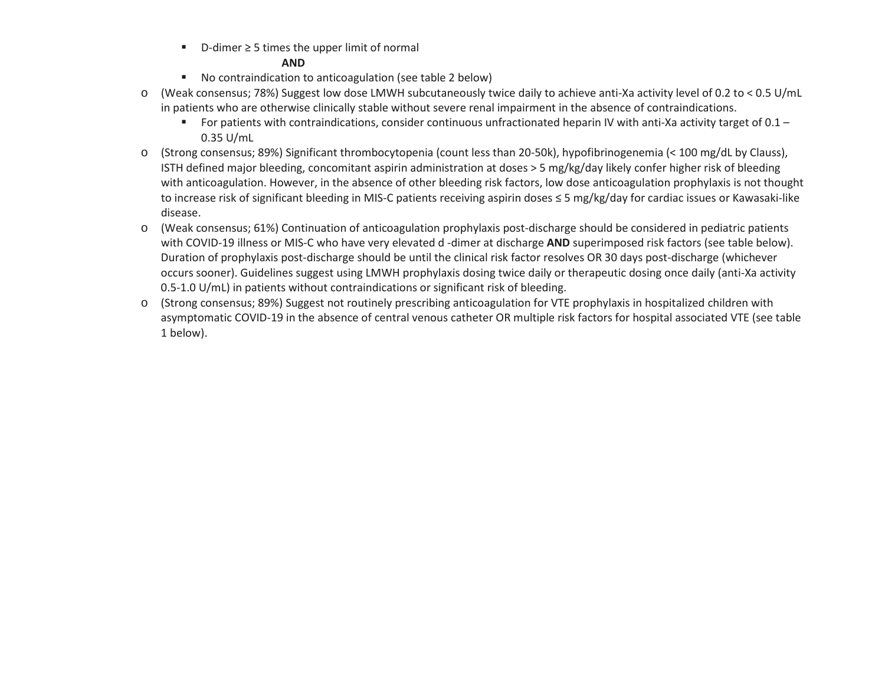- D-dimer ≥ 5 times the upper limit of normal

    **AND**

  - No contraindication to anticoagulation (see table 2 below)

- (Weak consensus; 78%) Suggest low dose LMWH subcutaneously twice daily to achieve anti-Xa activity level of 0.2 to < 0.5 U/mL in patients who are otherwise clinically stable without severe renal impairment in the absence of contraindications.
  - For patients with contraindications, consider continuous unfractionated heparin IV with anti-Xa activity target of 0.1 – 0.35 U/mL
- (Strong consensus; 89%) Significant thrombocytopenia (count less than 20-50k), hypofibrinogenemia (< 100 mg/dL by Clauss), ISTH defined major bleeding, concomitant aspirin administration at doses > 5 mg/kg/day likely confer higher risk of bleeding with anticoagulation. However, in the absence of other bleeding risk factors, low dose anticoagulation prophylaxis is not thought to increase risk of significant bleeding in MIS-C patients receiving aspirin doses ≤ 5 mg/kg/day for cardiac issues or Kawasaki-like disease.
- (Weak consensus; 61%) Continuation of anticoagulation prophylaxis post-discharge should be considered in pediatric patients with COVID-19 illness or MIS-C who have very elevated d -dimer at discharge **AND** superimposed risk factors (see table below). Duration of prophylaxis post-discharge should be until the clinical risk factor resolves OR 30 days post-discharge (whichever occurs sooner). Guidelines suggest using LMWH prophylaxis dosing twice daily or therapeutic dosing once daily (anti-Xa activity 0.5-1.0 U/mL) in patients without contraindications or significant risk of bleeding.
- (Strong consensus; 89%) Suggest not routinely prescribing anticoagulation for VTE prophylaxis in hospitalized children with asymptomatic COVID-19 in the absence of central venous catheter OR multiple risk factors for hospital associated VTE (see table 1 below).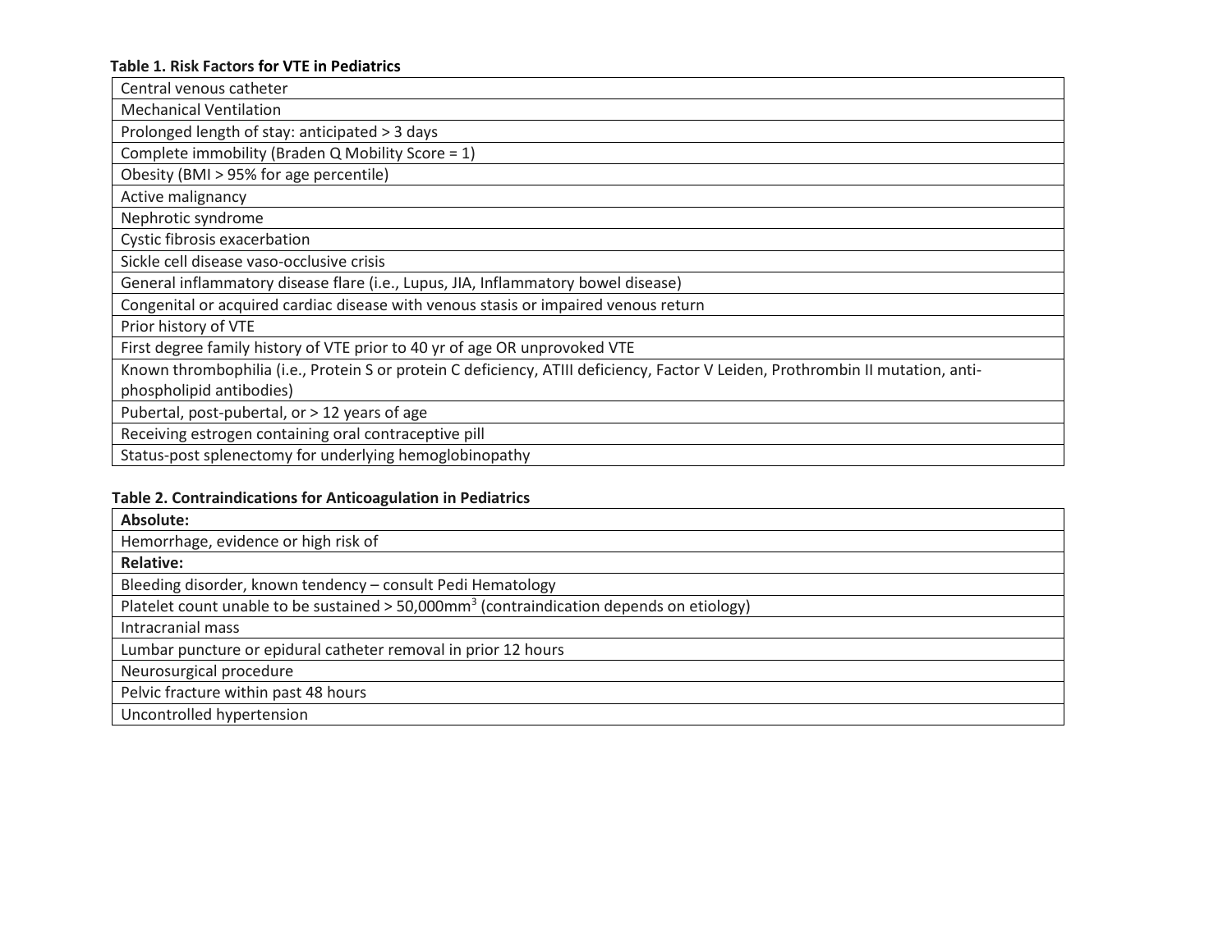**Table 1. Risk Factors for VTE in Pediatrics**

| Central venous catheter |
|---|
| Mechanical Ventilation |
| Prolonged length of stay: anticipated > 3 days |
| Complete immobility (Braden Q Mobility Score = 1) |
| Obesity (BMI > 95% for age percentile) |
| Active malignancy |
| Nephrotic syndrome |
| Cystic fibrosis exacerbation |
| Sickle cell disease vaso-occlusive crisis |
| General inflammatory disease flare (i.e., Lupus, JIA, Inflammatory bowel disease) |
| Congenital or acquired cardiac disease with venous stasis or impaired venous return |
| Prior history of VTE |
| First degree family history of VTE prior to 40 yr of age OR unprovoked VTE |
| Known thrombophilia (i.e., Protein S or protein C deficiency, ATIII deficiency, Factor V Leiden, Prothrombin II mutation, anti-phospholipid antibodies) |
| Pubertal, post-pubertal, or > 12 years of age |
| Receiving estrogen containing oral contraceptive pill |
| Status-post splenectomy for underlying hemoglobinopathy |

**Table 2. Contraindications for Anticoagulation in Pediatrics**

| **Absolute:** |
|---|
| Hemorrhage, evidence or high risk of |
| **Relative:** |
| Bleeding disorder, known tendency – consult Pedi Hematology |
| Platelet count unable to be sustained > 50,000mm$^3$ (contraindication depends on etiology) |
| Intracranial mass |
| Lumbar puncture or epidural catheter removal in prior 12 hours |
| Neurosurgical procedure |
| Pelvic fracture within past 48 hours |
| Uncontrolled hypertension |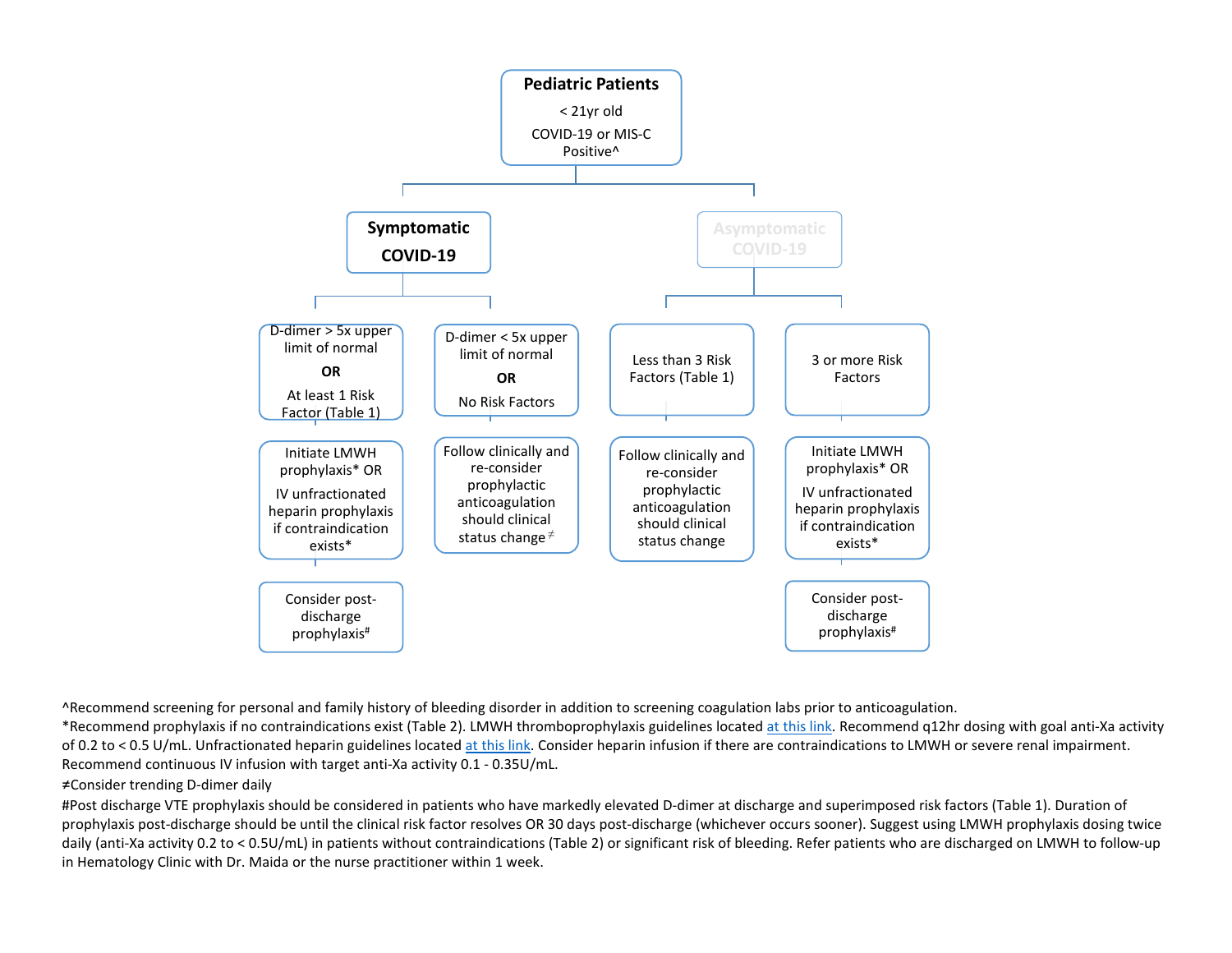**Pediatric Patients**

< 21yr old

COVID-19 or MIS-C Positive^

- **Symptomatic COVID-19**
  - D-dimer > 5x upper limit of normal **OR** At least 1 Risk Factor (Table 1)
    - Initiate LMWH prophylaxis* OR IV unfractionated heparin prophylaxis if contraindication exists*
      - Consider post-discharge prophylaxis#
  - D-dimer < 5x upper limit of normal **OR** No Risk Factors
    - Follow clinically and re-consider prophylactic anticoagulation should clinical status change≠
- **Asymptomatic COVID-19**
  - Less than 3 Risk Factors (Table 1)
    - Follow clinically and re-consider prophylactic anticoagulation should clinical status change
  - 3 or more Risk Factors
    - Initiate LMWH prophylaxis* OR IV unfractionated heparin prophylaxis if contraindication exists*
      - Consider post-discharge prophylaxis#

^Recommend screening for personal and family history of bleeding disorder in addition to screening coagulation labs prior to anticoagulation.

*Recommend prophylaxis if no contraindications exist (Table 2). LMWH thromboprophylaxis guidelines located at this link. Recommend q12hr dosing with goal anti-Xa activity of 0.2 to < 0.5 U/mL. Unfractionated heparin guidelines located at this link. Consider heparin infusion if there are contraindications to LMWH or severe renal impairment. Recommend continuous IV infusion with target anti-Xa activity 0.1 - 0.35U/mL.

≠Consider trending D-dimer daily

#Post discharge VTE prophylaxis should be considered in patients who have markedly elevated D-dimer at discharge and superimposed risk factors (Table 1). Duration of prophylaxis post-discharge should be until the clinical risk factor resolves OR 30 days post-discharge (whichever occurs sooner). Suggest using LMWH prophylaxis dosing twice daily (anti-Xa activity 0.2 to < 0.5U/mL) in patients without contraindications (Table 2) or significant risk of bleeding. Refer patients who are discharged on LMWH to follow-up in Hematology Clinic with Dr. Maida or the nurse practitioner within 1 week.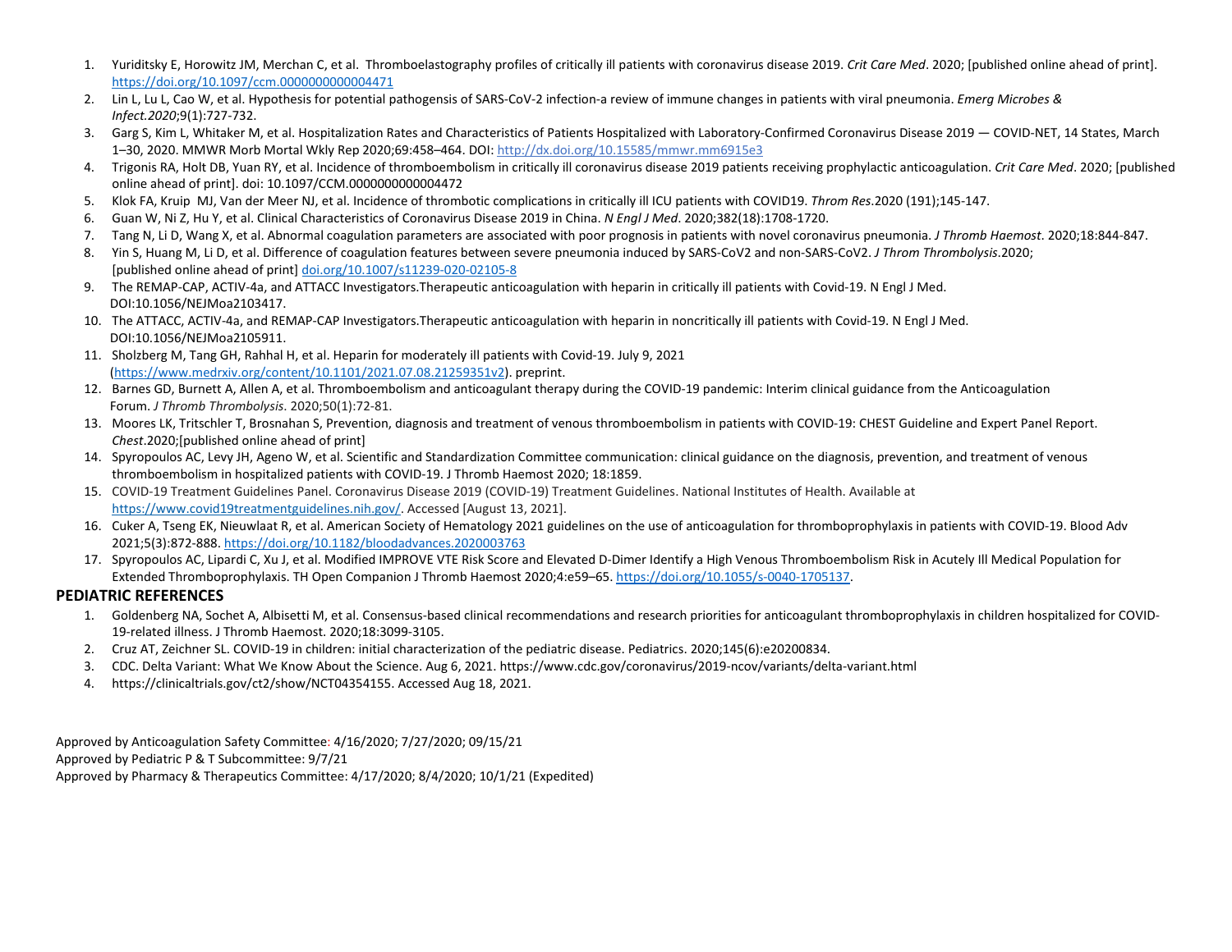1. Yuriditsky E, Horowitz JM, Merchan C, et al. Thromboelastography profiles of critically ill patients with coronavirus disease 2019. *Crit Care Med*. 2020; [published online ahead of print]. https://doi.org/10.1097/ccm.0000000000004471
2. Lin L, Lu L, Cao W, et al. Hypothesis for potential pathogensis of SARS-CoV-2 infection-a review of immune changes in patients with viral pneumonia. *Emerg Microbes & Infect.2020*;9(1):727-732.
3. Garg S, Kim L, Whitaker M, et al. Hospitalization Rates and Characteristics of Patients Hospitalized with Laboratory-Confirmed Coronavirus Disease 2019 — COVID-NET, 14 States, March 1–30, 2020. MMWR Morb Mortal Wkly Rep 2020;69:458–464. DOI: http://dx.doi.org/10.15585/mmwr.mm6915e3
4. Trigonis RA, Holt DB, Yuan RY, et al. Incidence of thromboembolism in critically ill coronavirus disease 2019 patients receiving prophylactic anticoagulation. *Crit Care Med*. 2020; [published online ahead of print]. doi: 10.1097/CCM.0000000000004472
5. Klok FA, Kruip MJ, Van der Meer NJ, et al. Incidence of thrombotic complications in critically ill ICU patients with COVID19. *Throm Res*.2020 (191);145-147.
6. Guan W, Ni Z, Hu Y, et al. Clinical Characteristics of Coronavirus Disease 2019 in China. *N Engl J Med*. 2020;382(18):1708-1720.
7. Tang N, Li D, Wang X, et al. Abnormal coagulation parameters are associated with poor prognosis in patients with novel coronavirus pneumonia. *J Thromb Haemost*. 2020;18:844-847.
8. Yin S, Huang M, Li D, et al. Difference of coagulation features between severe pneumonia induced by SARS-CoV2 and non-SARS-CoV2. *J Throm Thrombolysis*.2020; [published online ahead of print] doi.org/10.1007/s11239-020-02105-8
9. The REMAP-CAP, ACTIV-4a, and ATTACC Investigators.Therapeutic anticoagulation with heparin in critically ill patients with Covid-19. N Engl J Med. DOI:10.1056/NEJMoa2103417.
10. The ATTACC, ACTIV-4a, and REMAP-CAP Investigators.Therapeutic anticoagulation with heparin in noncritically ill patients with Covid-19. N Engl J Med. DOI:10.1056/NEJMoa2105911.
11. Sholzberg M, Tang GH, Rahhal H, et al. Heparin for moderately ill patients with Covid-19. July 9, 2021 (https://www.medrxiv.org/content/10.1101/2021.07.08.21259351v2). preprint.
12. Barnes GD, Burnett A, Allen A, et al. Thromboembolism and anticoagulant therapy during the COVID-19 pandemic: Interim clinical guidance from the Anticoagulation Forum. *J Thromb Thrombolysis*. 2020;50(1):72-81.
13. Moores LK, Tritschler T, Brosnahan S, Prevention, diagnosis and treatment of venous thromboembolism in patients with COVID-19: CHEST Guideline and Expert Panel Report. *Chest*.2020;[published online ahead of print]
14. Spyropoulos AC, Levy JH, Ageno W, et al. Scientific and Standardization Committee communication: clinical guidance on the diagnosis, prevention, and treatment of venous thromboembolism in hospitalized patients with COVID-19. J Thromb Haemost 2020; 18:1859.
15. COVID-19 Treatment Guidelines Panel. Coronavirus Disease 2019 (COVID-19) Treatment Guidelines. National Institutes of Health. Available at https://www.covid19treatmentguidelines.nih.gov/. Accessed [August 13, 2021].
16. Cuker A, Tseng EK, Nieuwlaat R, et al. American Society of Hematology 2021 guidelines on the use of anticoagulation for thromboprophylaxis in patients with COVID-19. Blood Adv 2021;5(3):872-888. https://doi.org/10.1182/bloodadvances.2020003763
17. Spyropoulos AC, Lipardi C, Xu J, et al. Modified IMPROVE VTE Risk Score and Elevated D-Dimer Identify a High Venous Thromboembolism Risk in Acutely Ill Medical Population for Extended Thromboprophylaxis. TH Open Companion J Thromb Haemost 2020;4:e59–65. https://doi.org/10.1055/s-0040-1705137.

## PEDIATRIC REFERENCES

1. Goldenberg NA, Sochet A, Albisetti M, et al. Consensus-based clinical recommendations and research priorities for anticoagulant thromboprophylaxis in children hospitalized for COVID-19-related illness. J Thromb Haemost. 2020;18:3099-3105.
2. Cruz AT, Zeichner SL. COVID-19 in children: initial characterization of the pediatric disease. Pediatrics. 2020;145(6):e20200834.
3. CDC. Delta Variant: What We Know About the Science. Aug 6, 2021. https://www.cdc.gov/coronavirus/2019-ncov/variants/delta-variant.html
4. https://clinicaltrials.gov/ct2/show/NCT04354155. Accessed Aug 18, 2021.

Approved by Anticoagulation Safety Committee: 4/16/2020; 7/27/2020; 09/15/21

Approved by Pediatric P & T Subcommittee: 9/7/21

Approved by Pharmacy & Therapeutics Committee: 4/17/2020; 8/4/2020; 10/1/21 (Expedited)